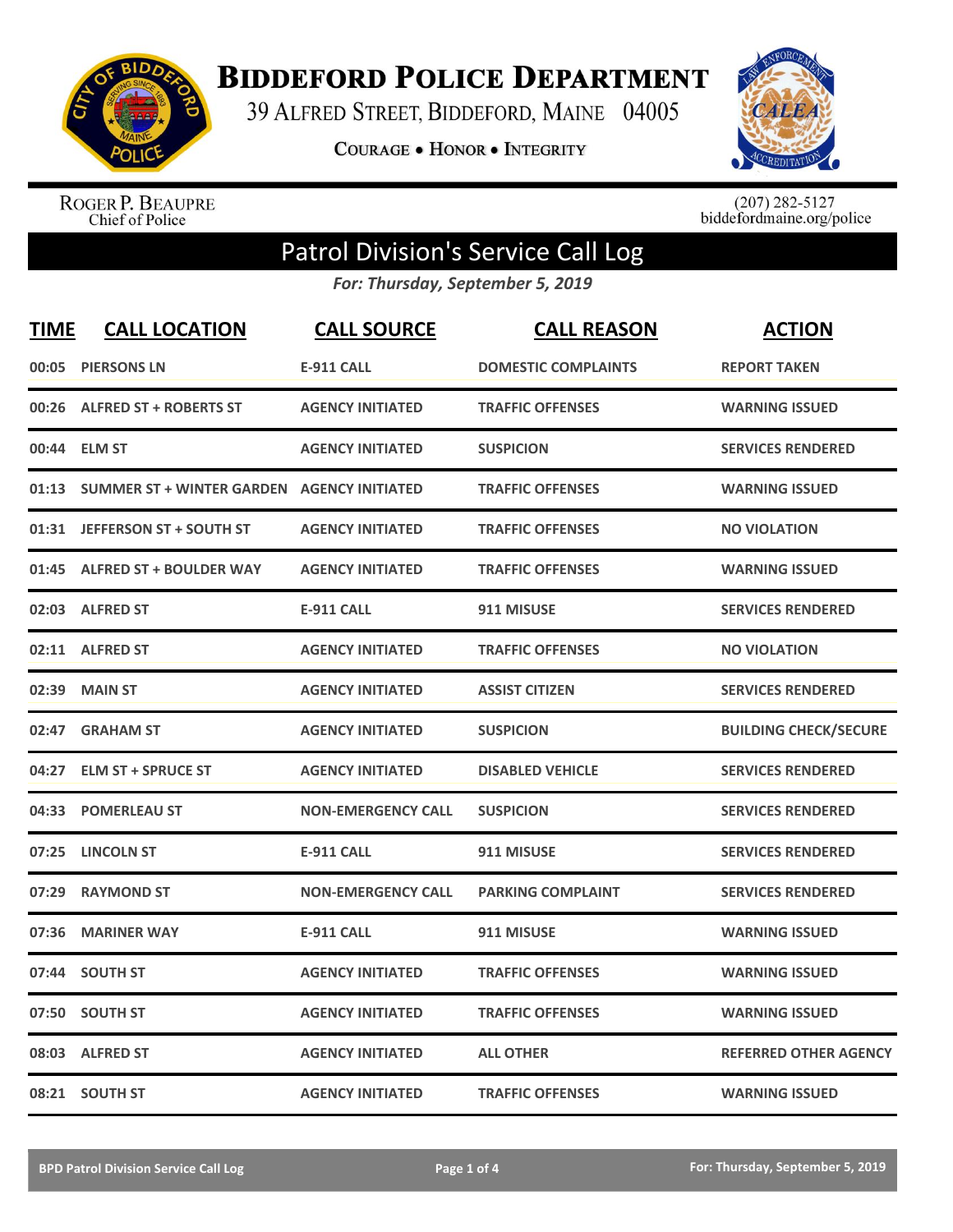# BIDDEFORD POLICE DEPARTMENT

39 ALFRED STREET, BIDDEFORD, MAINE 04005

COURAGE • HONOR • INTEGRITY

ROGER P. BEAUPRE
Chief of Police

(207) 282-5127
biddefordmaine.org/police

## Patrol Division's Service Call Log

*For: Thursday, September 5, 2019*

| TIME | CALL LOCATION | CALL SOURCE | CALL REASON | ACTION |
|---|---|---|---|---|
| 00:05 | PIERSONS LN | E-911 CALL | DOMESTIC COMPLAINTS | REPORT TAKEN |
| 00:26 | ALFRED ST + ROBERTS ST | AGENCY INITIATED | TRAFFIC OFFENSES | WARNING ISSUED |
| 00:44 | ELM ST | AGENCY INITIATED | SUSPICION | SERVICES RENDERED |
| 01:13 | SUMMER ST + WINTER GARDEN | AGENCY INITIATED | TRAFFIC OFFENSES | WARNING ISSUED |
| 01:31 | JEFFERSON ST + SOUTH ST | AGENCY INITIATED | TRAFFIC OFFENSES | NO VIOLATION |
| 01:45 | ALFRED ST + BOULDER WAY | AGENCY INITIATED | TRAFFIC OFFENSES | WARNING ISSUED |
| 02:03 | ALFRED ST | E-911 CALL | 911 MISUSE | SERVICES RENDERED |
| 02:11 | ALFRED ST | AGENCY INITIATED | TRAFFIC OFFENSES | NO VIOLATION |
| 02:39 | MAIN ST | AGENCY INITIATED | ASSIST CITIZEN | SERVICES RENDERED |
| 02:47 | GRAHAM ST | AGENCY INITIATED | SUSPICION | BUILDING CHECK/SECURE |
| 04:27 | ELM ST + SPRUCE ST | AGENCY INITIATED | DISABLED VEHICLE | SERVICES RENDERED |
| 04:33 | POMERLEAU ST | NON-EMERGENCY CALL | SUSPICION | SERVICES RENDERED |
| 07:25 | LINCOLN ST | E-911 CALL | 911 MISUSE | SERVICES RENDERED |
| 07:29 | RAYMOND ST | NON-EMERGENCY CALL | PARKING COMPLAINT | SERVICES RENDERED |
| 07:36 | MARINER WAY | E-911 CALL | 911 MISUSE | WARNING ISSUED |
| 07:44 | SOUTH ST | AGENCY INITIATED | TRAFFIC OFFENSES | WARNING ISSUED |
| 07:50 | SOUTH ST | AGENCY INITIATED | TRAFFIC OFFENSES | WARNING ISSUED |
| 08:03 | ALFRED ST | AGENCY INITIATED | ALL OTHER | REFERRED OTHER AGENCY |
| 08:21 | SOUTH ST | AGENCY INITIATED | TRAFFIC OFFENSES | WARNING ISSUED |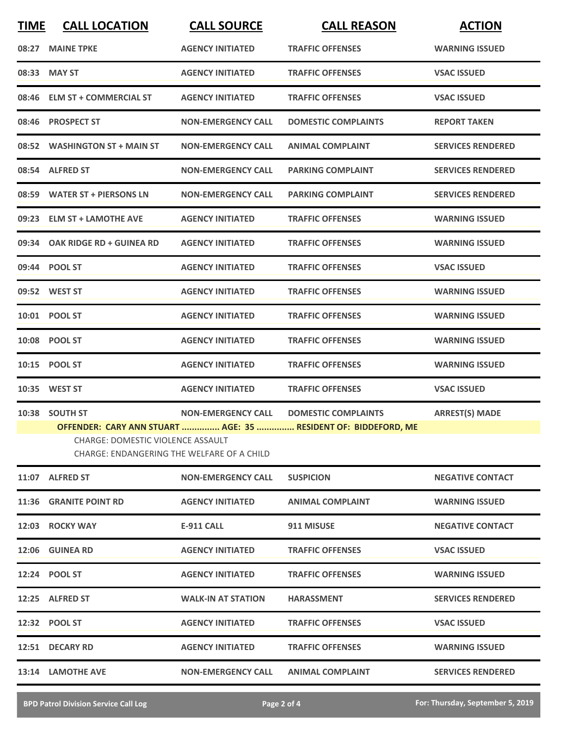| TIME | CALL LOCATION | CALL SOURCE | CALL REASON | ACTION |
|---|---|---|---|---|
| 08:27 | MAINE TPKE | AGENCY INITIATED | TRAFFIC OFFENSES | WARNING ISSUED |
| 08:33 | MAY ST | AGENCY INITIATED | TRAFFIC OFFENSES | VSAC ISSUED |
| 08:46 | ELM ST + COMMERCIAL ST | AGENCY INITIATED | TRAFFIC OFFENSES | VSAC ISSUED |
| 08:46 | PROSPECT ST | NON-EMERGENCY CALL | DOMESTIC COMPLAINTS | REPORT TAKEN |
| 08:52 | WASHINGTON ST + MAIN ST | NON-EMERGENCY CALL | ANIMAL COMPLAINT | SERVICES RENDERED |
| 08:54 | ALFRED ST | NON-EMERGENCY CALL | PARKING COMPLAINT | SERVICES RENDERED |
| 08:59 | WATER ST + PIERSONS LN | NON-EMERGENCY CALL | PARKING COMPLAINT | SERVICES RENDERED |
| 09:23 | ELM ST + LAMOTHE AVE | AGENCY INITIATED | TRAFFIC OFFENSES | WARNING ISSUED |
| 09:34 | OAK RIDGE RD + GUINEA RD | AGENCY INITIATED | TRAFFIC OFFENSES | WARNING ISSUED |
| 09:44 | POOL ST | AGENCY INITIATED | TRAFFIC OFFENSES | VSAC ISSUED |
| 09:52 | WEST ST | AGENCY INITIATED | TRAFFIC OFFENSES | WARNING ISSUED |
| 10:01 | POOL ST | AGENCY INITIATED | TRAFFIC OFFENSES | WARNING ISSUED |
| 10:08 | POOL ST | AGENCY INITIATED | TRAFFIC OFFENSES | WARNING ISSUED |
| 10:15 | POOL ST | AGENCY INITIATED | TRAFFIC OFFENSES | WARNING ISSUED |
| 10:35 | WEST ST | AGENCY INITIATED | TRAFFIC OFFENSES | VSAC ISSUED |
| 10:38 | SOUTH ST | NON-EMERGENCY CALL | DOMESTIC COMPLAINTS | ARREST(S) MADE |
| | OFFENDER: CARY ANN STUART ............... AGE: 35 ............... RESIDENT OF: BIDDEFORD, ME<br>CHARGE: DOMESTIC VIOLENCE ASSAULT<br>CHARGE: ENDANGERING THE WELFARE OF A CHILD | | | |
| 11:07 | ALFRED ST | NON-EMERGENCY CALL | SUSPICION | NEGATIVE CONTACT |
| 11:36 | GRANITE POINT RD | AGENCY INITIATED | ANIMAL COMPLAINT | WARNING ISSUED |
| 12:03 | ROCKY WAY | E-911 CALL | 911 MISUSE | NEGATIVE CONTACT |
| 12:06 | GUINEA RD | AGENCY INITIATED | TRAFFIC OFFENSES | VSAC ISSUED |
| 12:24 | POOL ST | AGENCY INITIATED | TRAFFIC OFFENSES | WARNING ISSUED |
| 12:25 | ALFRED ST | WALK-IN AT STATION | HARASSMENT | SERVICES RENDERED |
| 12:32 | POOL ST | AGENCY INITIATED | TRAFFIC OFFENSES | VSAC ISSUED |
| 12:51 | DECARY RD | AGENCY INITIATED | TRAFFIC OFFENSES | WARNING ISSUED |
| 13:14 | LAMOTHE AVE | NON-EMERGENCY CALL | ANIMAL COMPLAINT | SERVICES RENDERED |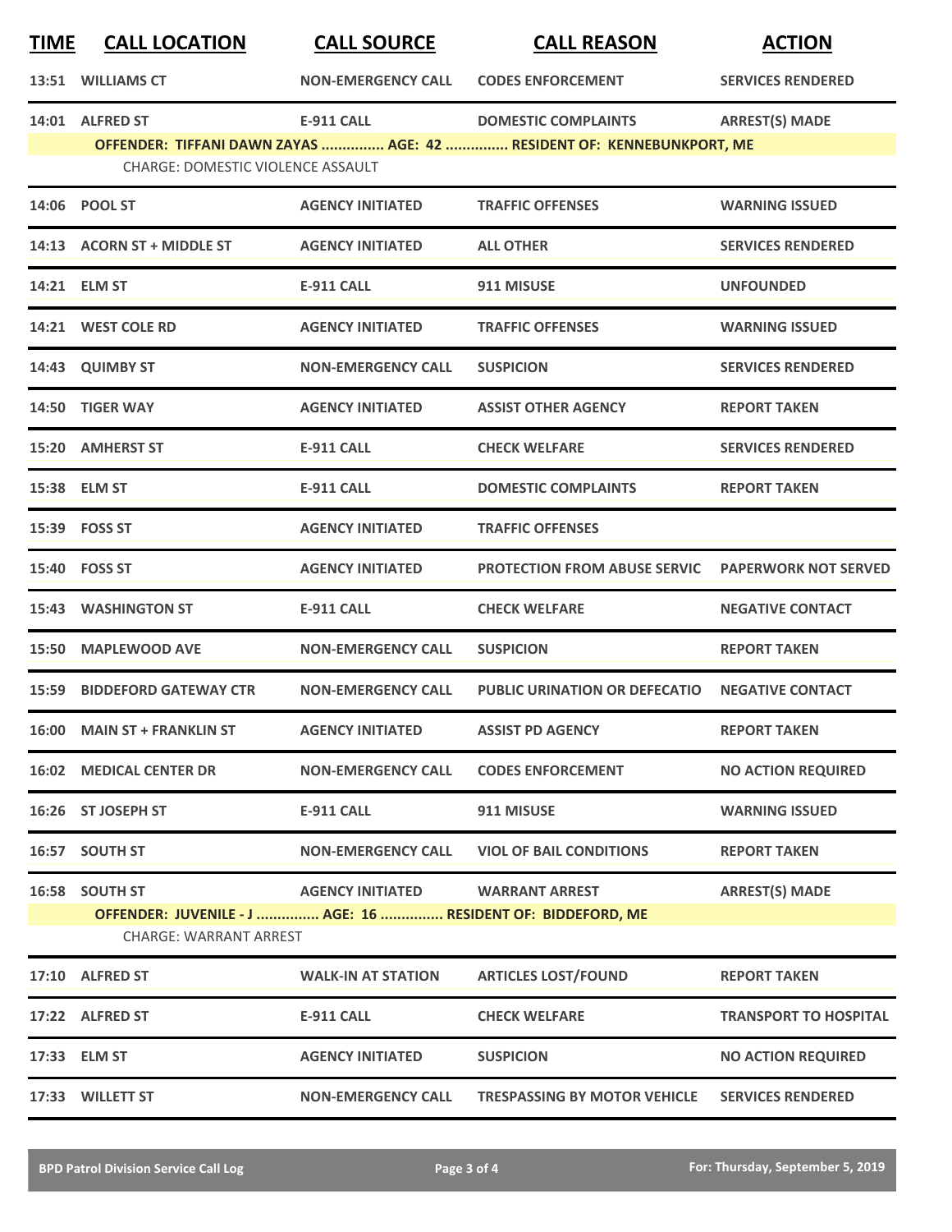| TIME | CALL LOCATION | CALL SOURCE | CALL REASON | ACTION |
|---|---|---|---|---|
| 13:51 | WILLIAMS CT | NON-EMERGENCY CALL | CODES ENFORCEMENT | SERVICES RENDERED |
| 14:01 | ALFRED ST | E-911 CALL | DOMESTIC COMPLAINTS | ARREST(S) MADE |
| | OFFENDER: TIFFANI DAWN ZAYAS ............... AGE: 42 ............... RESIDENT OF: KENNEBUNKPORT, ME | | | |
| | CHARGE: DOMESTIC VIOLENCE ASSAULT | | | |
| 14:06 | POOL ST | AGENCY INITIATED | TRAFFIC OFFENSES | WARNING ISSUED |
| 14:13 | ACORN ST + MIDDLE ST | AGENCY INITIATED | ALL OTHER | SERVICES RENDERED |
| 14:21 | ELM ST | E-911 CALL | 911 MISUSE | UNFOUNDED |
| 14:21 | WEST COLE RD | AGENCY INITIATED | TRAFFIC OFFENSES | WARNING ISSUED |
| 14:43 | QUIMBY ST | NON-EMERGENCY CALL | SUSPICION | SERVICES RENDERED |
| 14:50 | TIGER WAY | AGENCY INITIATED | ASSIST OTHER AGENCY | REPORT TAKEN |
| 15:20 | AMHERST ST | E-911 CALL | CHECK WELFARE | SERVICES RENDERED |
| 15:38 | ELM ST | E-911 CALL | DOMESTIC COMPLAINTS | REPORT TAKEN |
| 15:39 | FOSS ST | AGENCY INITIATED | TRAFFIC OFFENSES | |
| 15:40 | FOSS ST | AGENCY INITIATED | PROTECTION FROM ABUSE SERVIC | PAPERWORK NOT SERVED |
| 15:43 | WASHINGTON ST | E-911 CALL | CHECK WELFARE | NEGATIVE CONTACT |
| 15:50 | MAPLEWOOD AVE | NON-EMERGENCY CALL | SUSPICION | REPORT TAKEN |
| 15:59 | BIDDEFORD GATEWAY CTR | NON-EMERGENCY CALL | PUBLIC URINATION OR DEFECATIO | NEGATIVE CONTACT |
| 16:00 | MAIN ST + FRANKLIN ST | AGENCY INITIATED | ASSIST PD AGENCY | REPORT TAKEN |
| 16:02 | MEDICAL CENTER DR | NON-EMERGENCY CALL | CODES ENFORCEMENT | NO ACTION REQUIRED |
| 16:26 | ST JOSEPH ST | E-911 CALL | 911 MISUSE | WARNING ISSUED |
| 16:57 | SOUTH ST | NON-EMERGENCY CALL | VIOL OF BAIL CONDITIONS | REPORT TAKEN |
| 16:58 | SOUTH ST | AGENCY INITIATED | WARRANT ARREST | ARREST(S) MADE |
| | OFFENDER: JUVENILE - J ............... AGE: 16 ............... RESIDENT OF: BIDDEFORD, ME | | | |
| | CHARGE: WARRANT ARREST | | | |
| 17:10 | ALFRED ST | WALK-IN AT STATION | ARTICLES LOST/FOUND | REPORT TAKEN |
| 17:22 | ALFRED ST | E-911 CALL | CHECK WELFARE | TRANSPORT TO HOSPITAL |
| 17:33 | ELM ST | AGENCY INITIATED | SUSPICION | NO ACTION REQUIRED |
| 17:33 | WILLETT ST | NON-EMERGENCY CALL | TRESPASSING BY MOTOR VEHICLE | SERVICES RENDERED |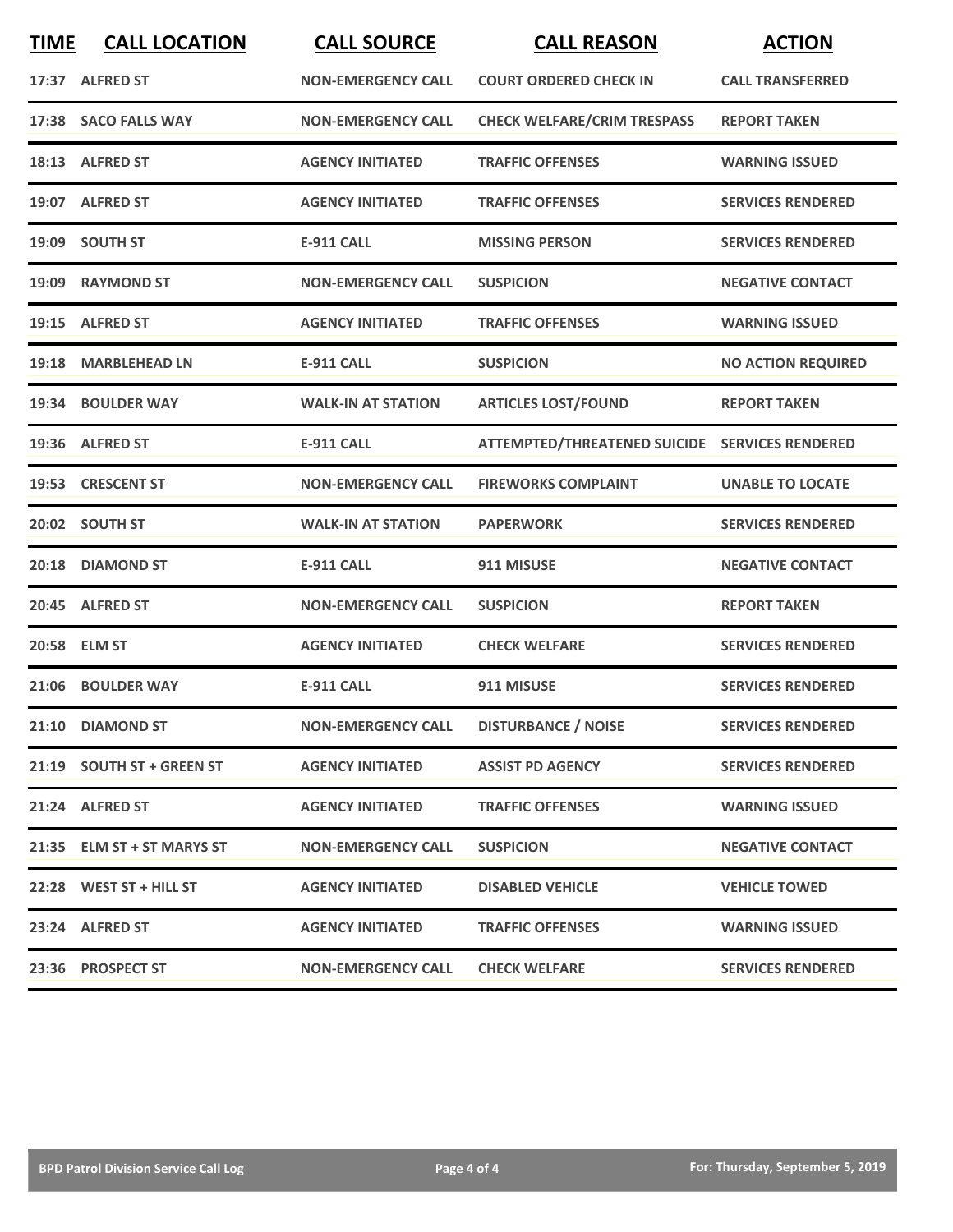| TIME | CALL LOCATION | CALL SOURCE | CALL REASON | ACTION |
|---|---|---|---|---|
| 17:37 | ALFRED ST | NON-EMERGENCY CALL | COURT ORDERED CHECK IN | CALL TRANSFERRED |
| 17:38 | SACO FALLS WAY | NON-EMERGENCY CALL | CHECK WELFARE/CRIM TRESPASS | REPORT TAKEN |
| 18:13 | ALFRED ST | AGENCY INITIATED | TRAFFIC OFFENSES | WARNING ISSUED |
| 19:07 | ALFRED ST | AGENCY INITIATED | TRAFFIC OFFENSES | SERVICES RENDERED |
| 19:09 | SOUTH ST | E-911 CALL | MISSING PERSON | SERVICES RENDERED |
| 19:09 | RAYMOND ST | NON-EMERGENCY CALL | SUSPICION | NEGATIVE CONTACT |
| 19:15 | ALFRED ST | AGENCY INITIATED | TRAFFIC OFFENSES | WARNING ISSUED |
| 19:18 | MARBLEHEAD LN | E-911 CALL | SUSPICION | NO ACTION REQUIRED |
| 19:34 | BOULDER WAY | WALK-IN AT STATION | ARTICLES LOST/FOUND | REPORT TAKEN |
| 19:36 | ALFRED ST | E-911 CALL | ATTEMPTED/THREATENED SUICIDE | SERVICES RENDERED |
| 19:53 | CRESCENT ST | NON-EMERGENCY CALL | FIREWORKS COMPLAINT | UNABLE TO LOCATE |
| 20:02 | SOUTH ST | WALK-IN AT STATION | PAPERWORK | SERVICES RENDERED |
| 20:18 | DIAMOND ST | E-911 CALL | 911 MISUSE | NEGATIVE CONTACT |
| 20:45 | ALFRED ST | NON-EMERGENCY CALL | SUSPICION | REPORT TAKEN |
| 20:58 | ELM ST | AGENCY INITIATED | CHECK WELFARE | SERVICES RENDERED |
| 21:06 | BOULDER WAY | E-911 CALL | 911 MISUSE | SERVICES RENDERED |
| 21:10 | DIAMOND ST | NON-EMERGENCY CALL | DISTURBANCE / NOISE | SERVICES RENDERED |
| 21:19 | SOUTH ST + GREEN ST | AGENCY INITIATED | ASSIST PD AGENCY | SERVICES RENDERED |
| 21:24 | ALFRED ST | AGENCY INITIATED | TRAFFIC OFFENSES | WARNING ISSUED |
| 21:35 | ELM ST + ST MARYS ST | NON-EMERGENCY CALL | SUSPICION | NEGATIVE CONTACT |
| 22:28 | WEST ST + HILL ST | AGENCY INITIATED | DISABLED VEHICLE | VEHICLE TOWED |
| 23:24 | ALFRED ST | AGENCY INITIATED | TRAFFIC OFFENSES | WARNING ISSUED |
| 23:36 | PROSPECT ST | NON-EMERGENCY CALL | CHECK WELFARE | SERVICES RENDERED |